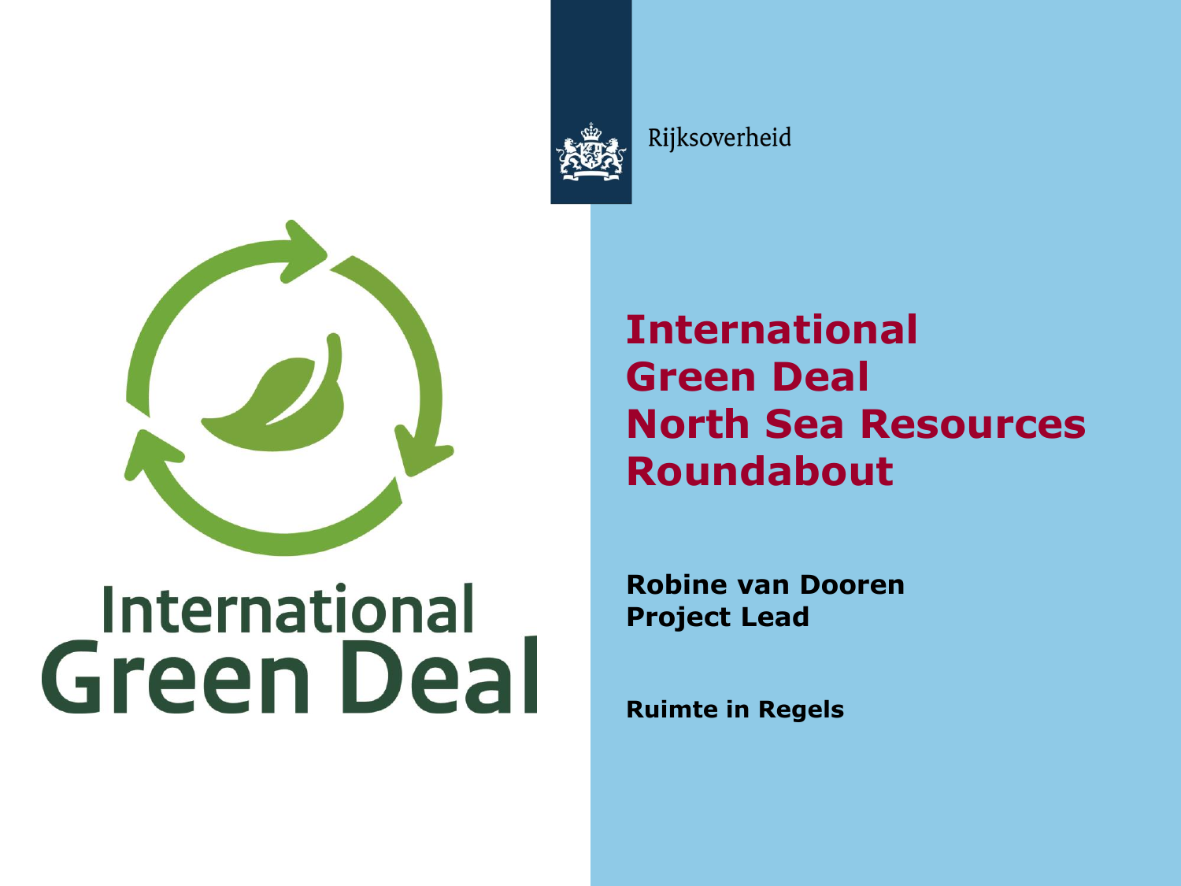Rijksoverheid

International Green Deal

# International Green Deal North Sea Resources Roundabout

**Robine van Dooren**
**Project Lead**

**Ruimte in Regels**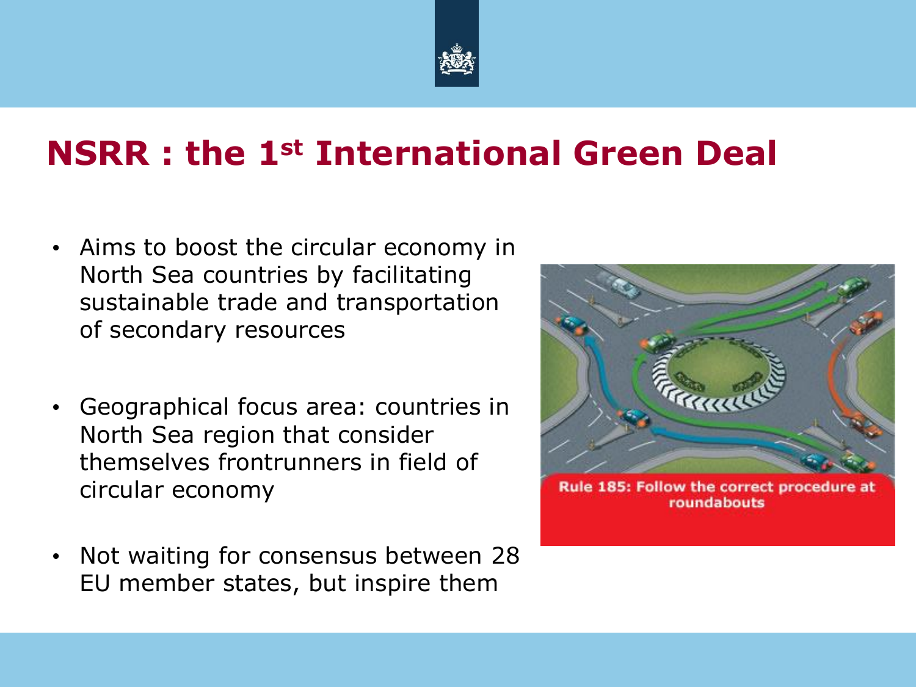# NSRR : the 1st International Green Deal

- Aims to boost the circular economy in North Sea countries by facilitating sustainable trade and transportation of secondary resources
- Geographical focus area: countries in North Sea region that consider themselves frontrunners in field of circular economy
- Not waiting for consensus between 28 EU member states, but inspire them

Rule 185: Follow the correct procedure at roundabouts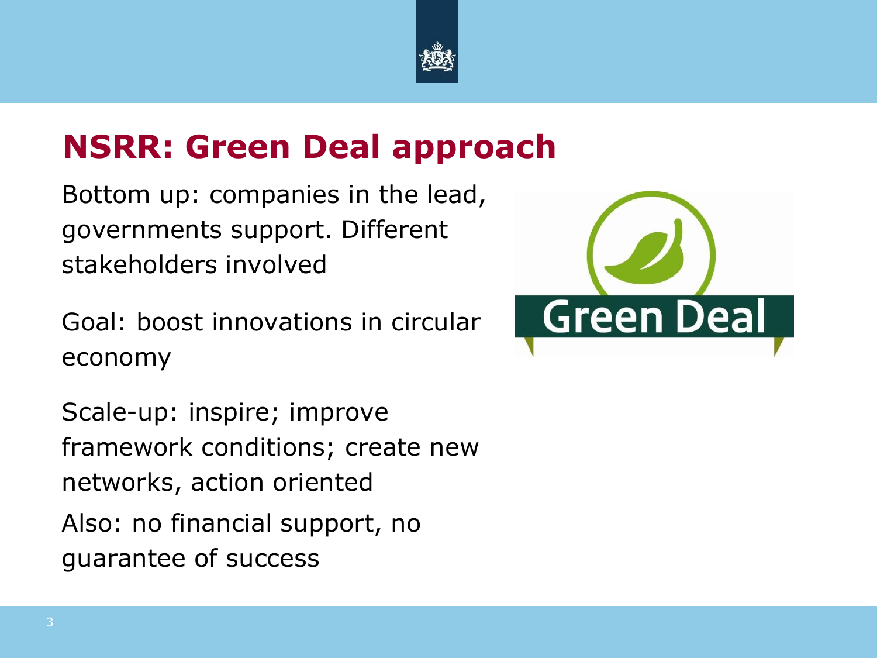# NSRR: Green Deal approach

Bottom up: companies in the lead, governments support. Different stakeholders involved

Goal: boost innovations in circular economy

Scale-up: inspire; improve framework conditions; create new networks, action oriented

Also: no financial support, no guarantee of success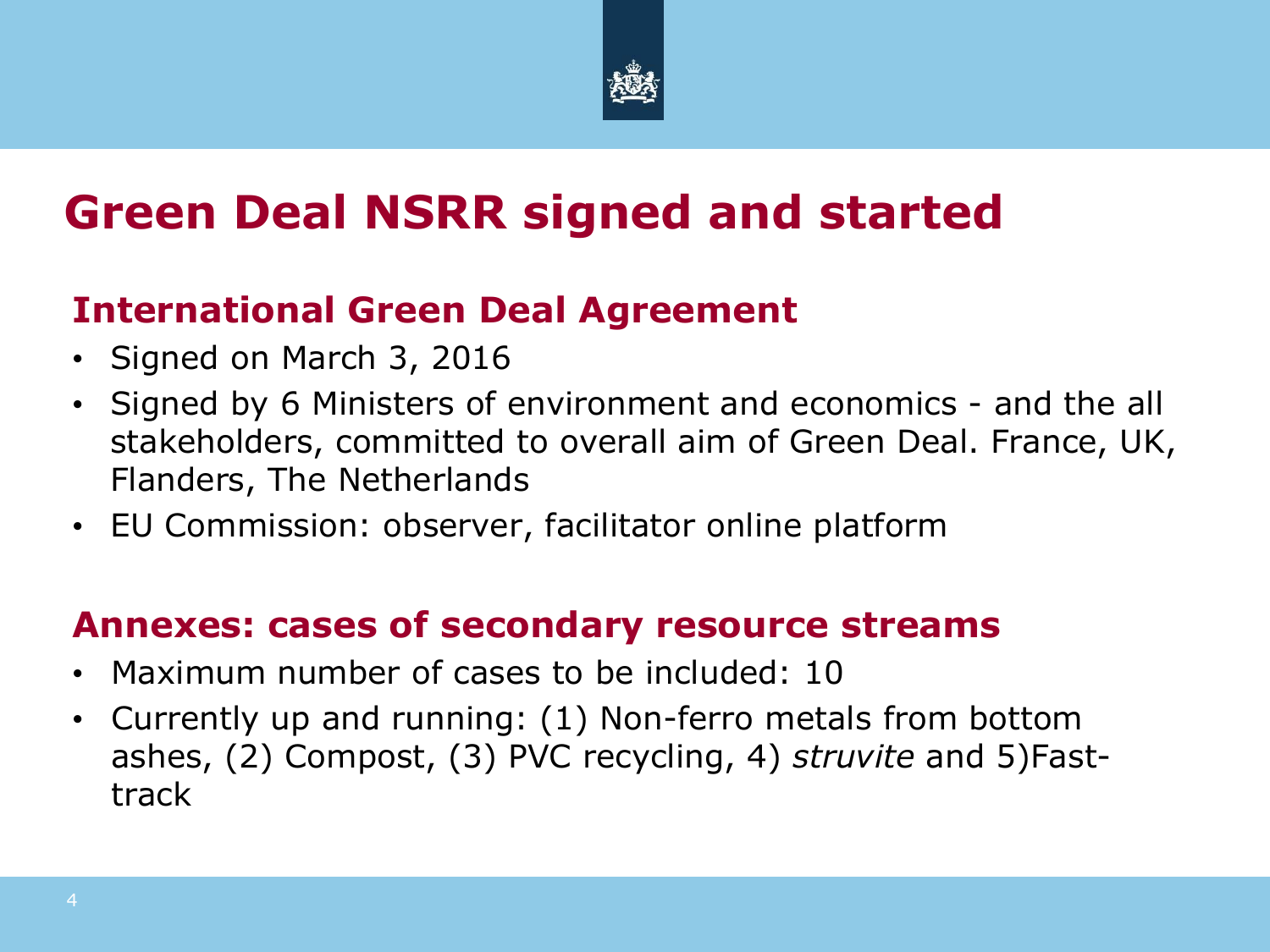# Green Deal NSRR signed and started

## International Green Deal Agreement

- Signed on March 3, 2016
- Signed by 6 Ministers of environment and economics - and the all stakeholders, committed to overall aim of Green Deal. France, UK, Flanders, The Netherlands
- EU Commission: observer, facilitator online platform

## Annexes: cases of secondary resource streams

- Maximum number of cases to be included: 10
- Currently up and running: (1) Non-ferro metals from bottom ashes, (2) Compost, (3) PVC recycling, 4) *struvite* and 5)Fast-track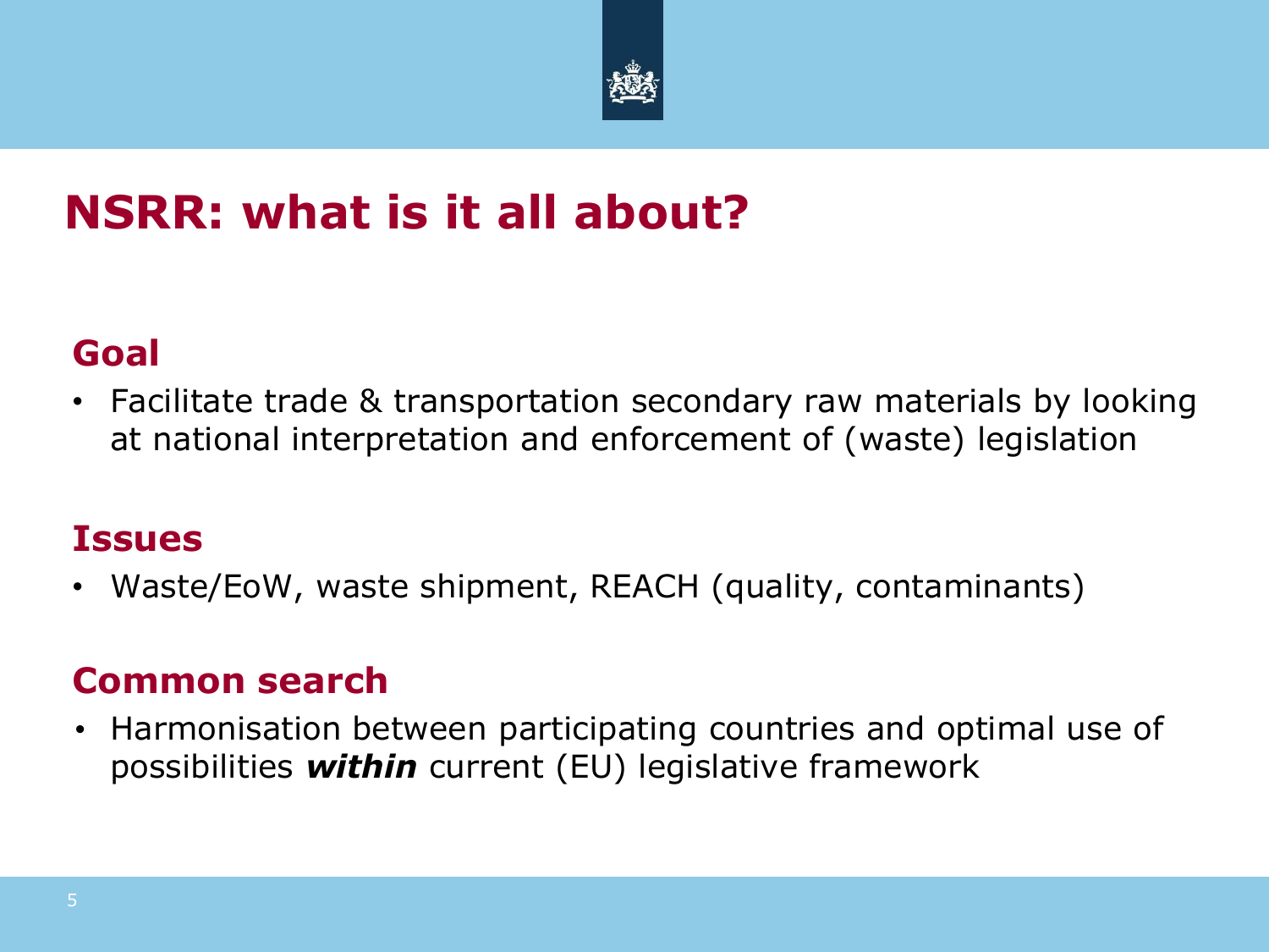# NSRR: what is it all about?

## Goal

- Facilitate trade & transportation secondary raw materials by looking at national interpretation and enforcement of (waste) legislation

## Issues

- Waste/EoW, waste shipment, REACH (quality, contaminants)

## Common search

- Harmonisation between participating countries and optimal use of possibilities ***within*** current (EU) legislative framework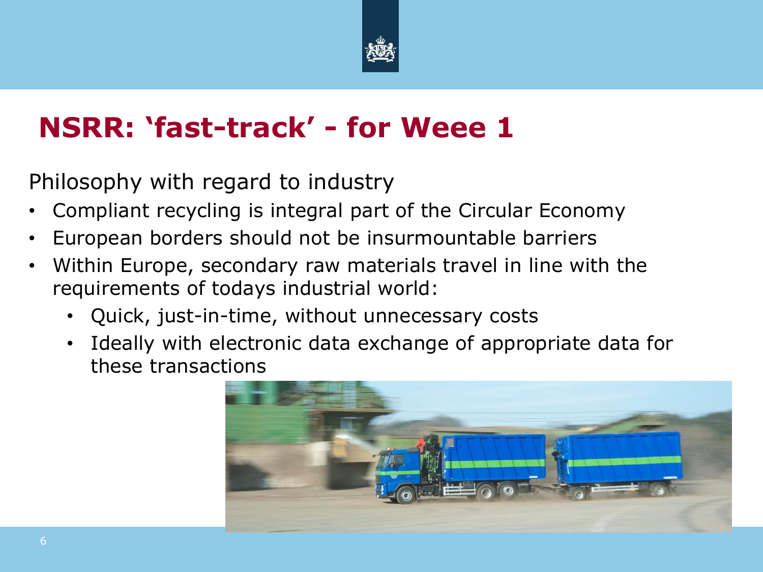# NSRR: ‘fast-track’ - for Weee 1

Philosophy with regard to industry

- Compliant recycling is integral part of the Circular Economy
- European borders should not be insurmountable barriers
- Within Europe, secondary raw materials travel in line with the requirements of todays industrial world:
  - Quick, just-in-time, without unnecessary costs
  - Ideally with electronic data exchange of appropriate data for these transactions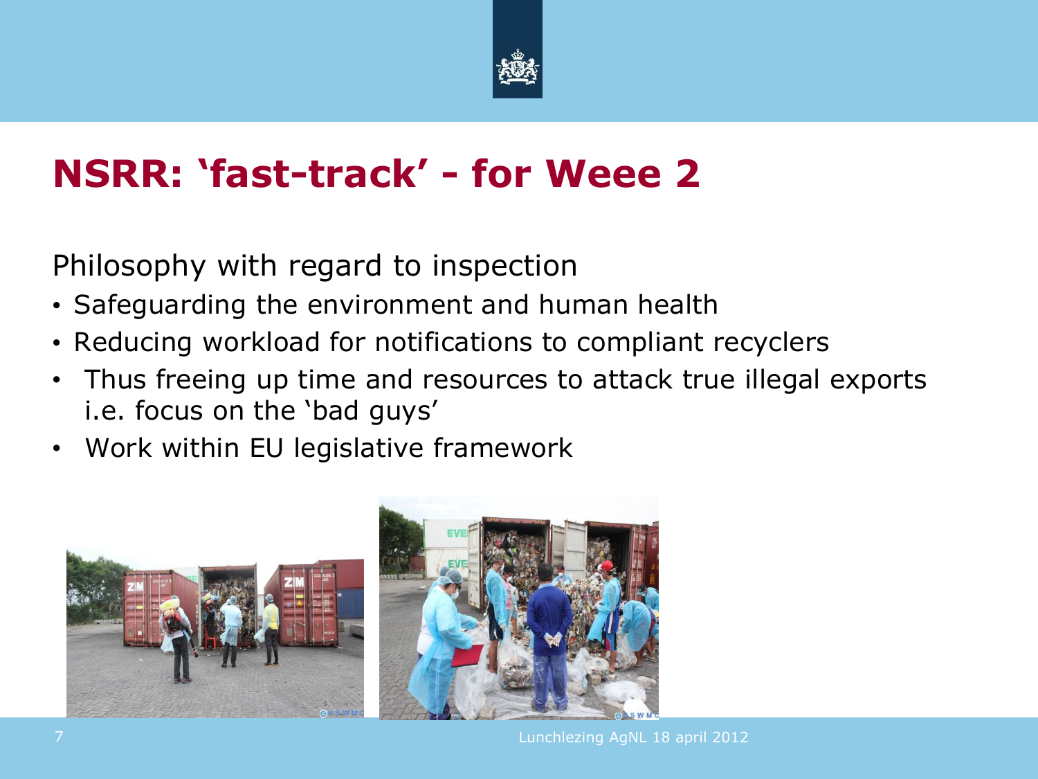# NSRR: 'fast-track' - for Weee 2

Philosophy with regard to inspection

- Safeguarding the environment and human health
- Reducing workload for notifications to compliant recyclers
- Thus freeing up time and resources to attack true illegal exports i.e. focus on the 'bad guys'
- Work within EU legislative framework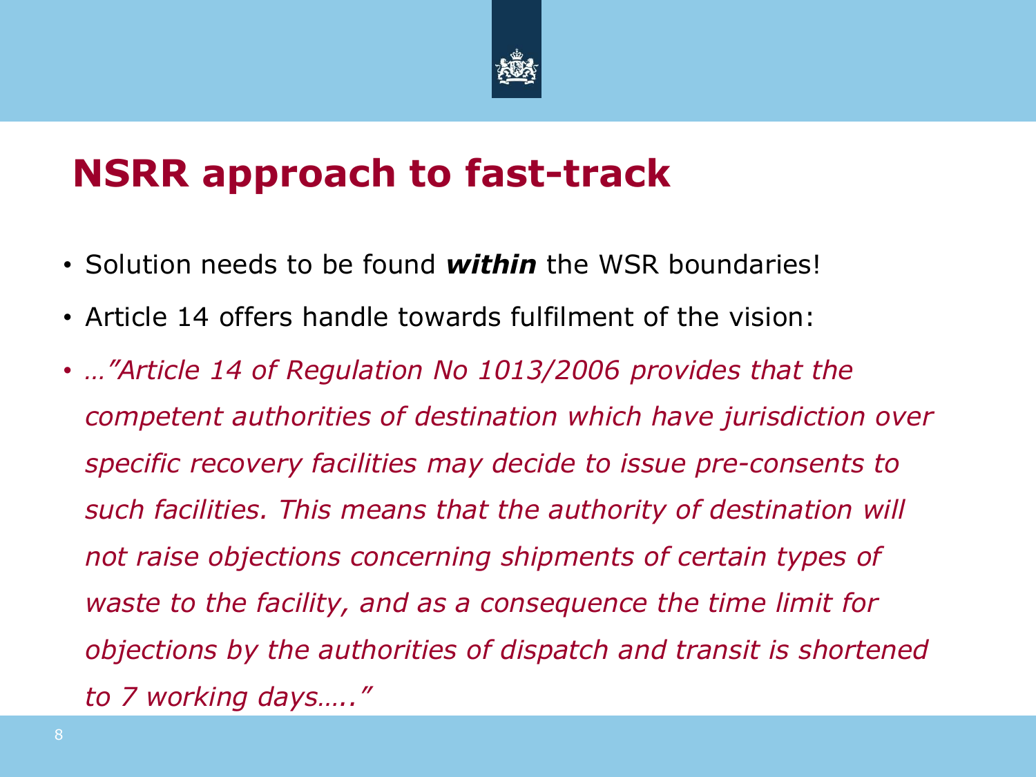# NSRR approach to fast-track

- Solution needs to be found ***within*** the WSR boundaries!
- Article 14 offers handle towards fulfilment of the vision:
- *…"Article 14 of Regulation No 1013/2006 provides that the competent authorities of destination which have jurisdiction over specific recovery facilities may decide to issue pre-consents to such facilities. This means that the authority of destination will not raise objections concerning shipments of certain types of waste to the facility, and as a consequence the time limit for objections by the authorities of dispatch and transit is shortened to 7 working days….."*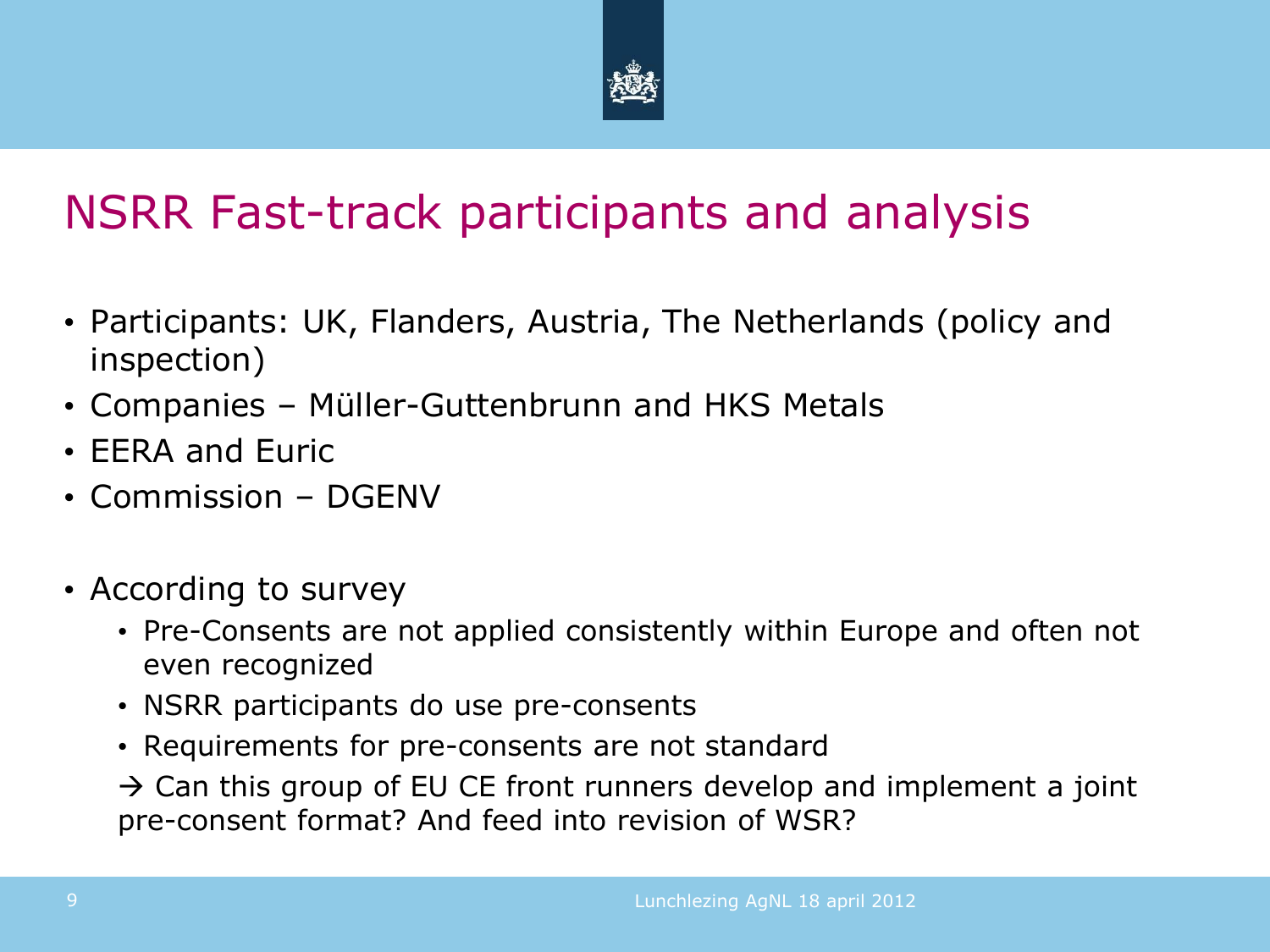# NSRR Fast-track participants and analysis

- Participants: UK, Flanders, Austria, The Netherlands (policy and inspection)
- Companies – Müller-Guttenbrunn and HKS Metals
- EERA and Euric
- Commission – DGENV

- According to survey
  - Pre-Consents are not applied consistently within Europe and often not even recognized
  - NSRR participants do use pre-consents
  - Requirements for pre-consents are not standard

  → Can this group of EU CE front runners develop and implement a joint pre-consent format? And feed into revision of WSR?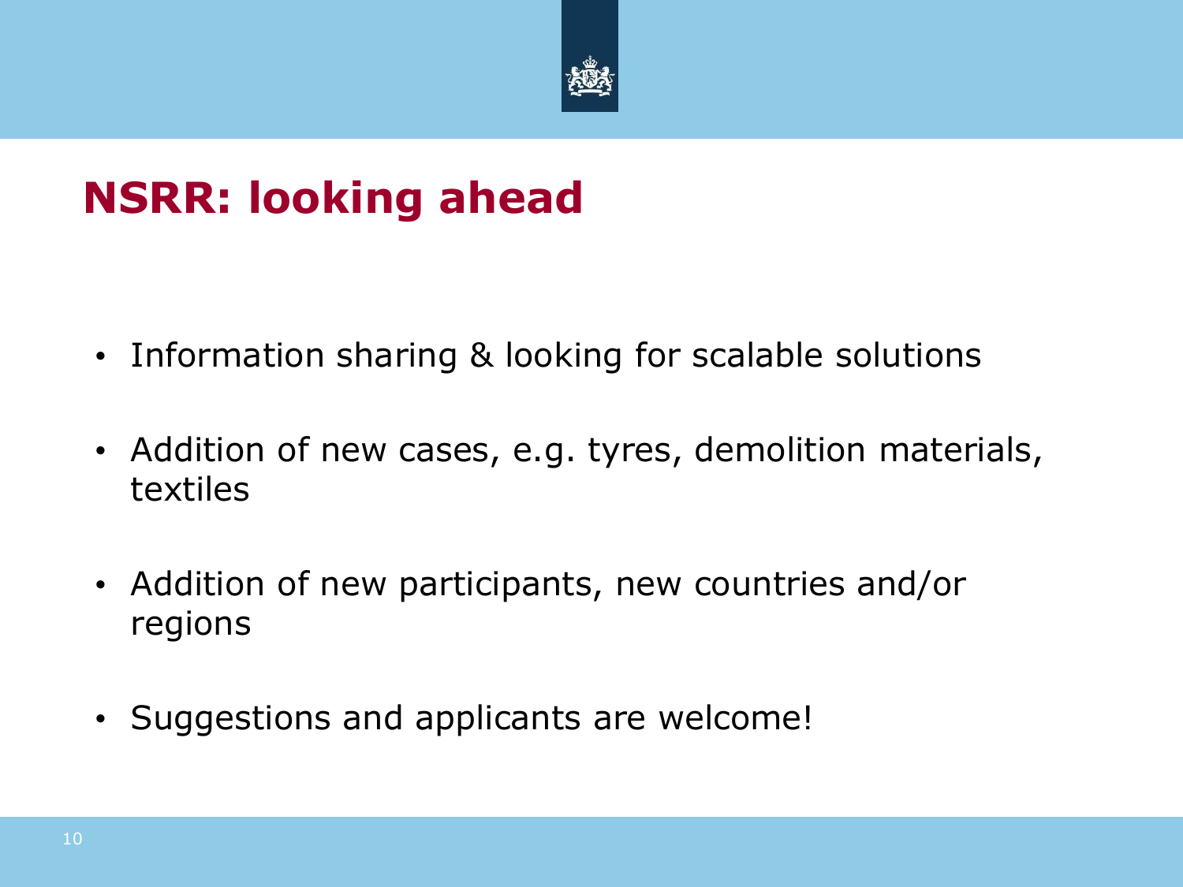# NSRR: looking ahead

- Information sharing & looking for scalable solutions
- Addition of new cases, e.g. tyres, demolition materials, textiles
- Addition of new participants, new countries and/or regions
- Suggestions and applicants are welcome!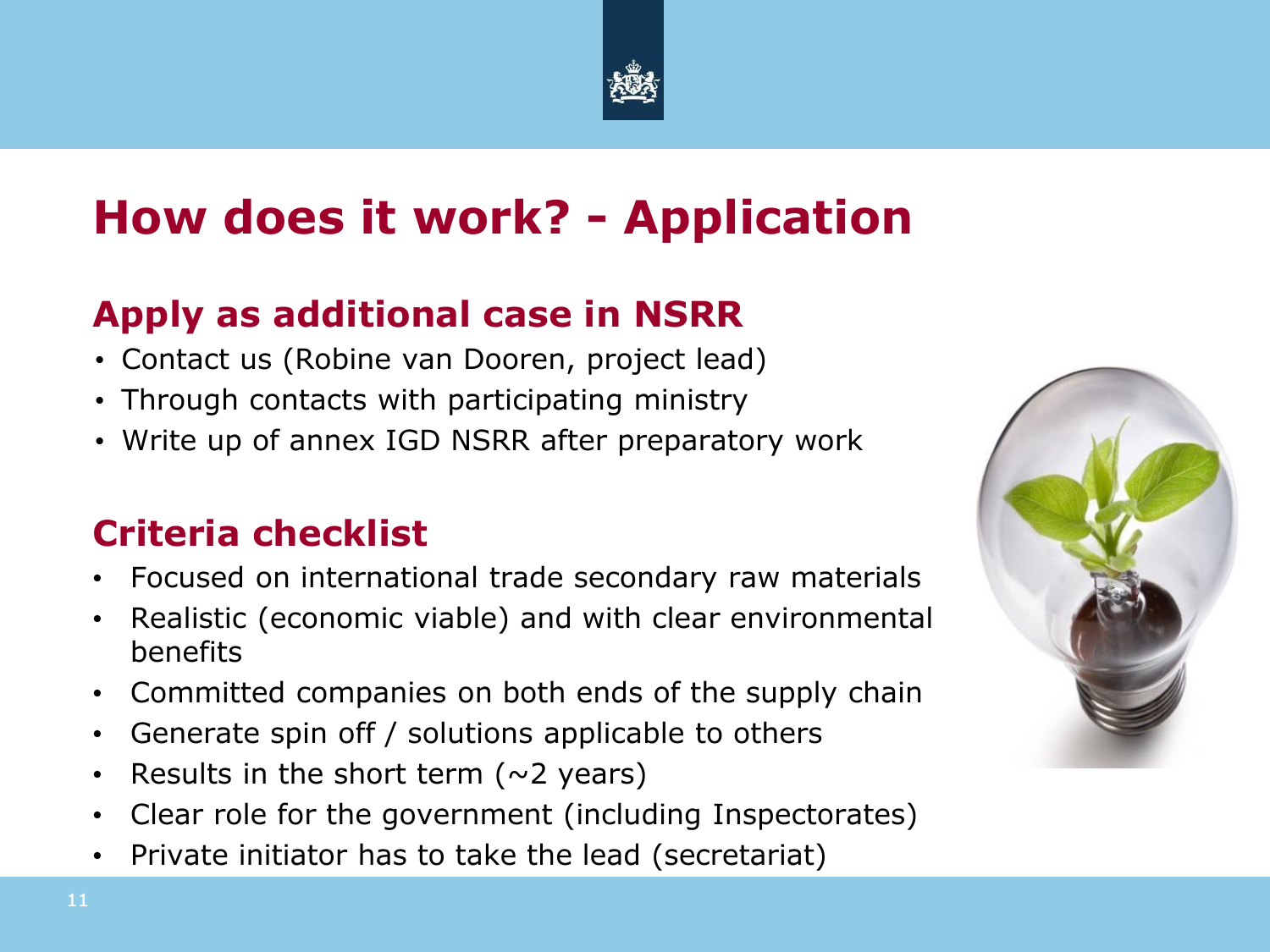# How does it work? - Application

## Apply as additional case in NSRR

- Contact us (Robine van Dooren, project lead)
- Through contacts with participating ministry
- Write up of annex IGD NSRR after preparatory work

## Criteria checklist

- Focused on international trade secondary raw materials
- Realistic (economic viable) and with clear environmental benefits
- Committed companies on both ends of the supply chain
- Generate spin off / solutions applicable to others
- Results in the short term (~2 years)
- Clear role for the government (including Inspectorates)
- Private initiator has to take the lead (secretariat)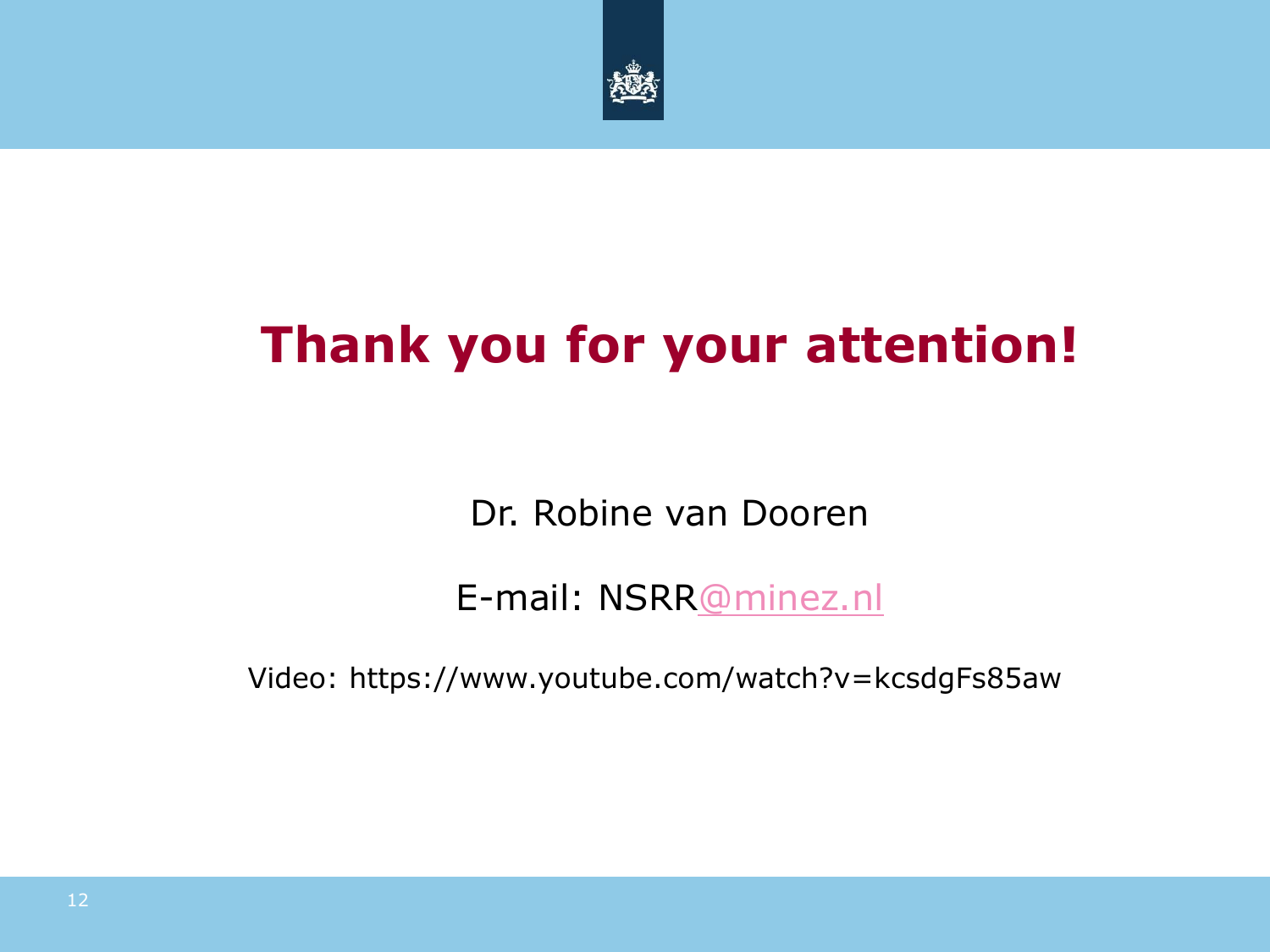# Thank you for your attention!

Dr. Robine van Dooren

E-mail: NSRR@minez.nl

Video: https://www.youtube.com/watch?v=kcsdgFs85aw